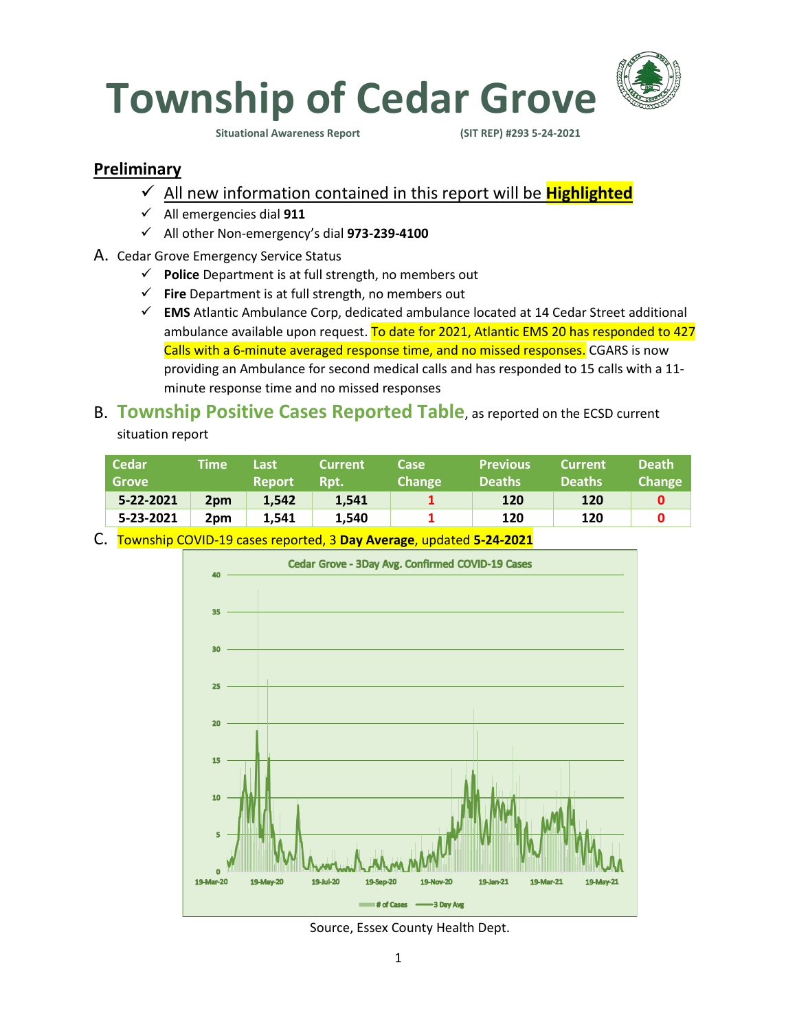# Township of Cedar Grove

**Situational Awareness Report** (SIT REP) #293 5-24-2021

## Preliminary

- ✓ All new information contained in this report will be **Highlighted**
- ✓ All emergencies dial **911**
- ✓ All other Non-emergency's dial **973-239-4100**

A. Cedar Grove Emergency Service Status

- ✓ **Police** Department is at full strength, no members out
- ✓ **Fire** Department is at full strength, no members out
- ✓ **EMS** Atlantic Ambulance Corp, dedicated ambulance located at 14 Cedar Street additional ambulance available upon request. To date for 2021, Atlantic EMS 20 has responded to 427 Calls with a 6-minute averaged response time, and no missed responses. CGARS is now providing an Ambulance for second medical calls and has responded to 15 calls with a 11-minute response time and no missed responses

B. **Township Positive Cases Reported Table**, as reported on the ECSD current situation report

| Cedar Grove | Time | Last Report | Current Rpt. | Case Change | Previous Deaths | Current Deaths | Death Change |
|---|---|---|---|---|---|---|---|
| **5-22-2021** | **2pm** | **1,542** | **1,541** | **1** | **120** | **120** | **0** |
| **5-23-2021** | **2pm** | **1,541** | **1,540** | **1** | **120** | **120** | **0** |

C. Township COVID-19 cases reported, 3 **Day Average**, updated **5-24-2021**

Source, Essex County Health Dept.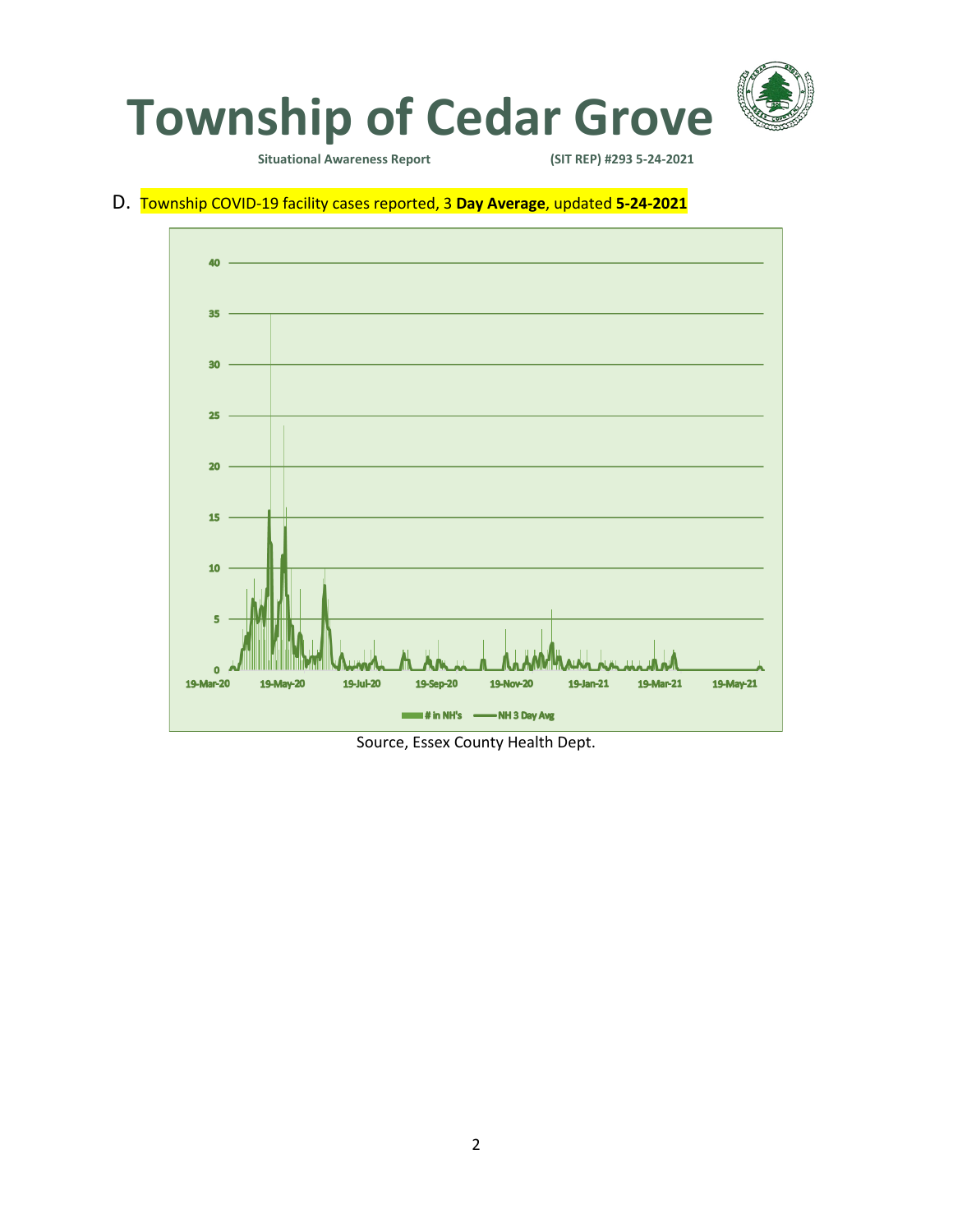# Township of Cedar Grove

**Situational Awareness Report** **(SIT REP) #293 5-24-2021**

D. Township COVID-19 facility cases reported, 3 **Day Average**, updated **5-24-2021**

Source, Essex County Health Dept.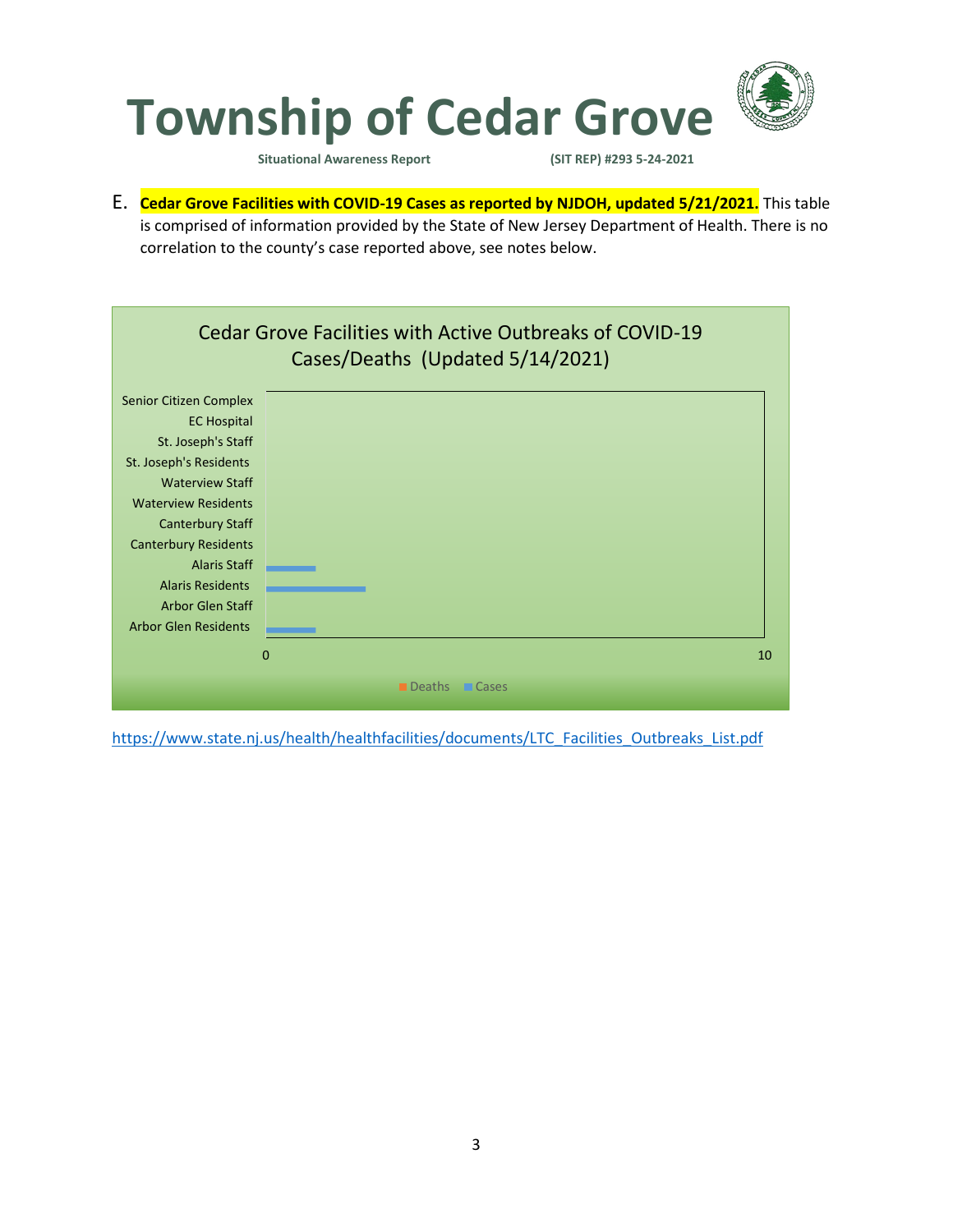E. **Cedar Grove Facilities with COVID-19 Cases as reported by NJDOH, updated 5/21/2021.** This table is comprised of information provided by the State of New Jersey Department of Health. There is no correlation to the county's case reported above, see notes below.

Cedar Grove Facilities with Active Outbreaks of COVID-19 Cases/Deaths (Updated 5/14/2021)

Senior Citizen Complex
EC Hospital
St. Joseph's Staff
St. Joseph's Residents
Waterview Staff
Waterview Residents
Canterbury Staff
Canterbury Residents
Alaris Staff
Alaris Residents
Arbor Glen Staff
Arbor Glen Residents

0 10

Deaths Cases

https://www.state.nj.us/health/healthfacilities/documents/LTC_Facilities_Outbreaks_List.pdf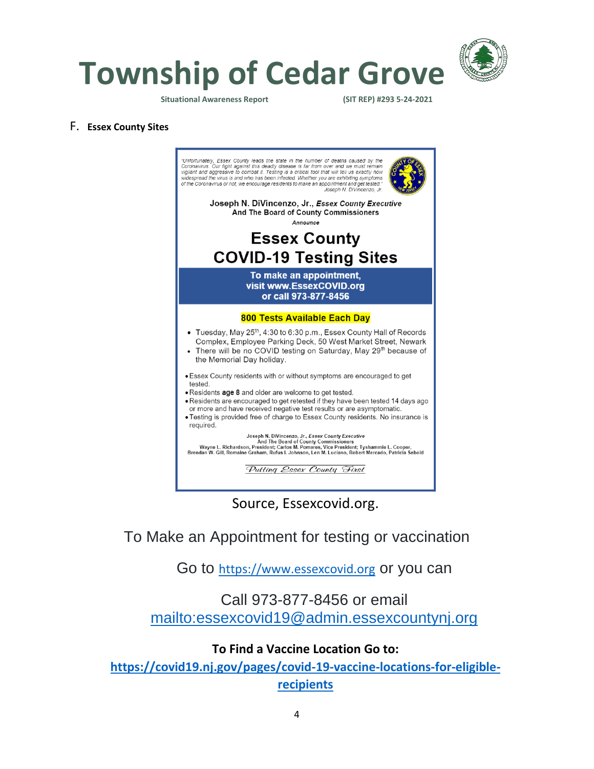F. **Essex County Sites**

"Unfortunately, Essex County leads the state in the number of deaths caused by the Coronavirus. Our fight against this deadly disease is far from over and we must remain vigilant and aggressive to combat it. Testing is a critical tool that will tell us exactly how widespread the virus is and who has been infected. Whether you are exhibiting symptoms of the Coronavirus or not, we encourage residents to make an appointment and get tested."
Joseph N. DiVincenzo, Jr.

**Joseph N. DiVincenzo, Jr., *Essex County Executive***
**And The Board of County Commissioners**
***Announce***

# Essex County COVID-19 Testing Sites

**To make an appointment, visit www.EssexCOVID.org or call 973-877-8456**

**800 Tests Available Each Day**

- Tuesday, May 25th, 4:30 to 6:30 p.m., Essex County Hall of Records Complex, Employee Parking Deck, 50 West Market Street, Newark
- There will be no COVID testing on Saturday, May 29th because of the Memorial Day holiday.

- Essex County residents with or without symptoms are encouraged to get tested.
- Residents **age 8** and older are welcome to get tested.
- Residents are encouraged to get retested if they have been tested 14 days ago or more and have received negative test results or are asymptomatic.
- Testing is provided free of charge to Essex County residents. No insurance is required.

Joseph N. DiVincenzo, Jr., *Essex County Executive*
And The Board of County Commissioners
Wayne L. Richardson, President; Carlos M. Pomares, Vice President; Tyshammie L. Cooper, Brendan W. Gill, Romaine Graham, Rufus I. Johnson, Len M. Luciano, Robert Mercado, Patricia Sebold

*Putting Essex County First*

Source, Essexcovid.org.

To Make an Appointment for testing or vaccination

Go to https://www.essexcovid.org or you can

Call 973-877-8456 or email mailto:essexcovid19@admin.essexcountynj.org

**To Find a Vaccine Location Go to:**
**https://covid19.nj.gov/pages/covid-19-vaccine-locations-for-eligible-recipients**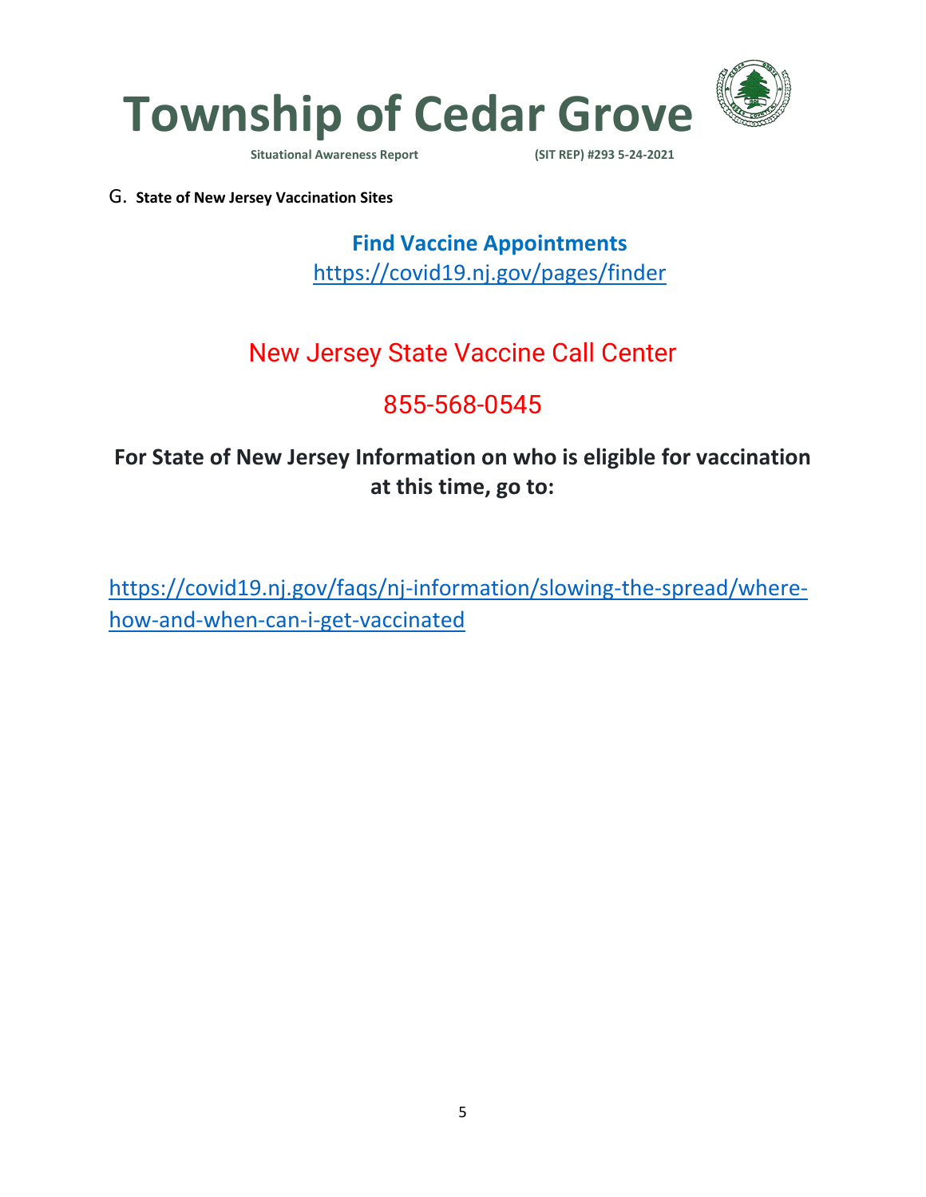G. **State of New Jersey Vaccination Sites**

**Find Vaccine Appointments**

https://covid19.nj.gov/pages/finder

New Jersey State Vaccine Call Center

855-568-0545

**For State of New Jersey Information on who is eligible for vaccination at this time, go to:**

https://covid19.nj.gov/faqs/nj-information/slowing-the-spread/where-how-and-when-can-i-get-vaccinated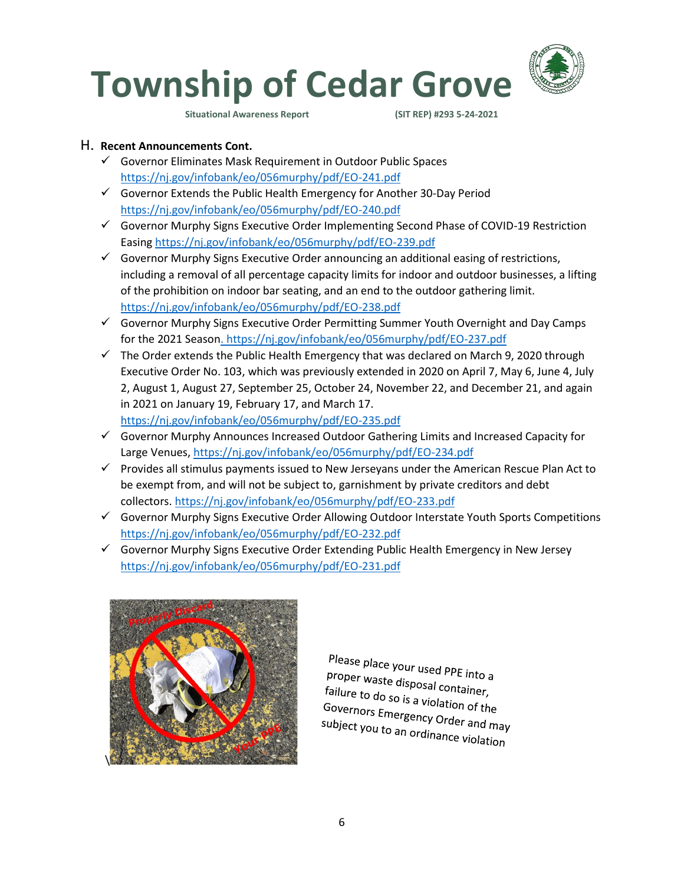# Township of Cedar Grove

**Situational Awareness Report** **(SIT REP) #293 5-24-2021**

## H. Recent Announcements Cont.

- ✓ Governor Eliminates Mask Requirement in Outdoor Public Spaces https://nj.gov/infobank/eo/056murphy/pdf/EO-241.pdf
- ✓ Governor Extends the Public Health Emergency for Another 30-Day Period https://nj.gov/infobank/eo/056murphy/pdf/EO-240.pdf
- ✓ Governor Murphy Signs Executive Order Implementing Second Phase of COVID-19 Restriction Easing https://nj.gov/infobank/eo/056murphy/pdf/EO-239.pdf
- ✓ Governor Murphy Signs Executive Order announcing an additional easing of restrictions, including a removal of all percentage capacity limits for indoor and outdoor businesses, a lifting of the prohibition on indoor bar seating, and an end to the outdoor gathering limit. https://nj.gov/infobank/eo/056murphy/pdf/EO-238.pdf
- ✓ Governor Murphy Signs Executive Order Permitting Summer Youth Overnight and Day Camps for the 2021 Season. https://nj.gov/infobank/eo/056murphy/pdf/EO-237.pdf
- ✓ The Order extends the Public Health Emergency that was declared on March 9, 2020 through Executive Order No. 103, which was previously extended in 2020 on April 7, May 6, June 4, July 2, August 1, August 27, September 25, October 24, November 22, and December 21, and again in 2021 on January 19, February 17, and March 17. https://nj.gov/infobank/eo/056murphy/pdf/EO-235.pdf
- ✓ Governor Murphy Announces Increased Outdoor Gathering Limits and Increased Capacity for Large Venues, https://nj.gov/infobank/eo/056murphy/pdf/EO-234.pdf
- ✓ Provides all stimulus payments issued to New Jerseyans under the American Rescue Plan Act to be exempt from, and will not be subject to, garnishment by private creditors and debt collectors. https://nj.gov/infobank/eo/056murphy/pdf/EO-233.pdf
- ✓ Governor Murphy Signs Executive Order Allowing Outdoor Interstate Youth Sports Competitions https://nj.gov/infobank/eo/056murphy/pdf/EO-232.pdf
- ✓ Governor Murphy Signs Executive Order Extending Public Health Emergency in New Jersey https://nj.gov/infobank/eo/056murphy/pdf/EO-231.pdf

Properly Discard Your PPE

Please place your used PPE into a proper waste disposal container, failure to do so is a violation of the Governors Emergency Order and may subject you to an ordinance violation